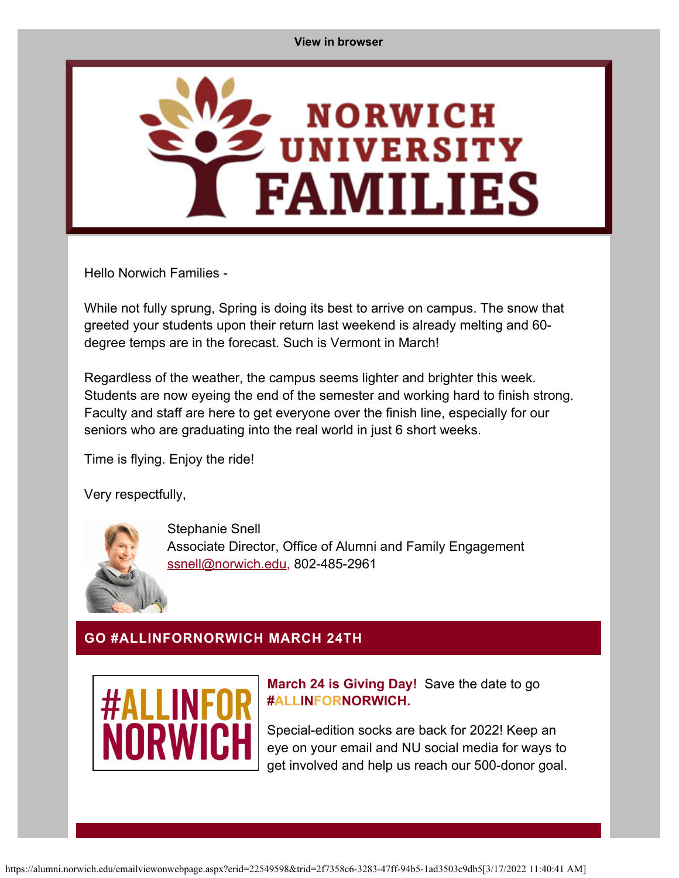View in browser

# NORWICH UNIVERSITY FAMILIES

Hello Norwich Families -

While not fully sprung, Spring is doing its best to arrive on campus. The snow that greeted your students upon their return last weekend is already melting and 60-degree temps are in the forecast. Such is Vermont in March!

Regardless of the weather, the campus seems lighter and brighter this week. Students are now eyeing the end of the semester and working hard to finish strong. Faculty and staff are here to get everyone over the finish line, especially for our seniors who are graduating into the real world in just 6 short weeks.

Time is flying. Enjoy the ride!

Very respectfully,

Stephanie Snell
Associate Director, Office of Alumni and Family Engagement
ssnell@norwich.edu, 802-485-2961

## GO #ALLINFORNORWICH MARCH 24TH

#ALLINFOR NORWICH

**March 24 is Giving Day!** Save the date to go **#ALLINFORNORWICH.**

Special-edition socks are back for 2022! Keep an eye on your email and NU social media for ways to get involved and help us reach our 500-donor goal.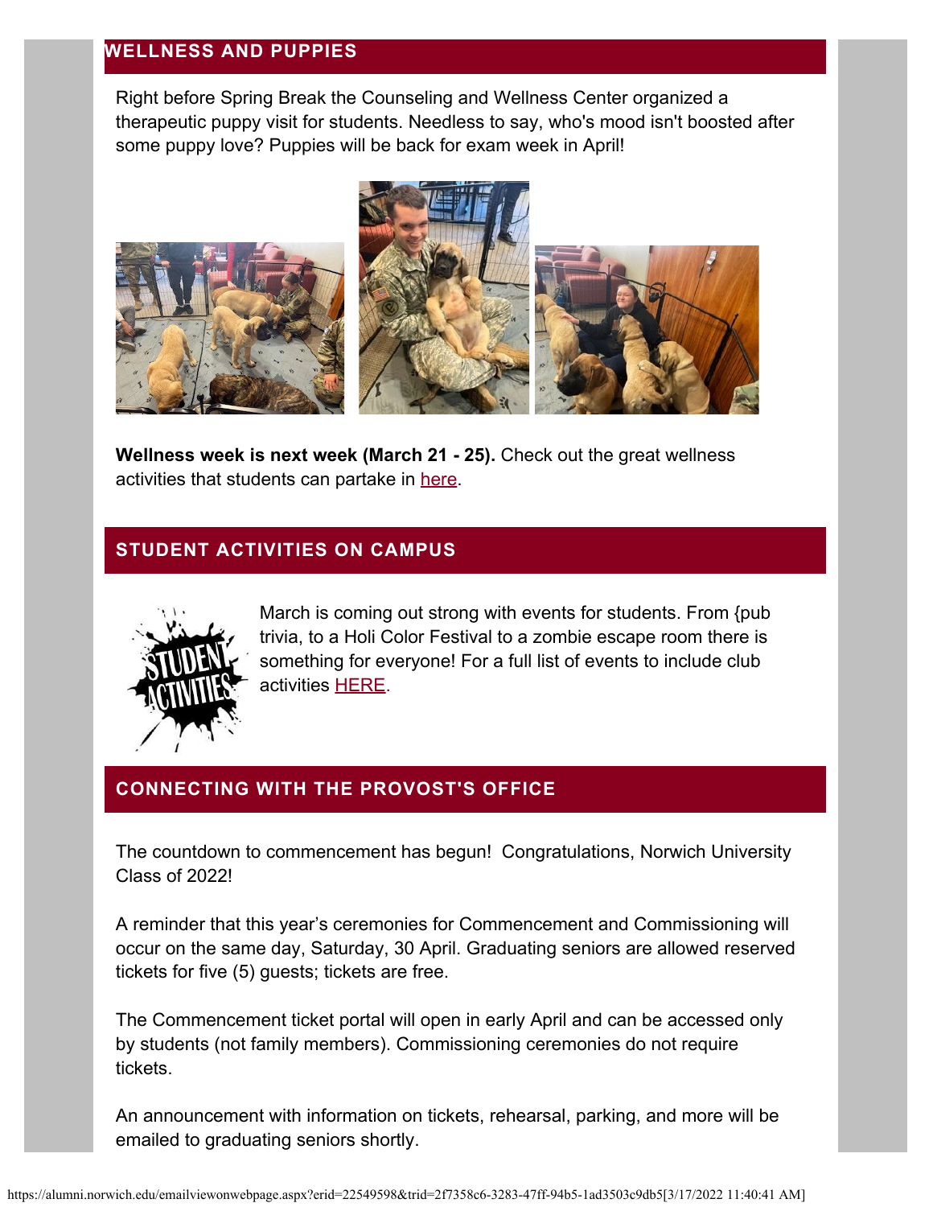## WELLNESS AND PUPPIES

Right before Spring Break the Counseling and Wellness Center organized a therapeutic puppy visit for students. Needless to say, who's mood isn't boosted after some puppy love? Puppies will be back for exam week in April!

**Wellness week is next week (March 21 - 25).** Check out the great wellness activities that students can partake in here.

## STUDENT ACTIVITIES ON CAMPUS

March is coming out strong with events for students. From {pub trivia, to a Holi Color Festival to a zombie escape room there is something for everyone! For a full list of events to include club activities HERE.

## CONNECTING WITH THE PROVOST'S OFFICE

The countdown to commencement has begun! Congratulations, Norwich University Class of 2022!

A reminder that this year's ceremonies for Commencement and Commissioning will occur on the same day, Saturday, 30 April. Graduating seniors are allowed reserved tickets for five (5) guests; tickets are free.

The Commencement ticket portal will open in early April and can be accessed only by students (not family members). Commissioning ceremonies do not require tickets.

An announcement with information on tickets, rehearsal, parking, and more will be emailed to graduating seniors shortly.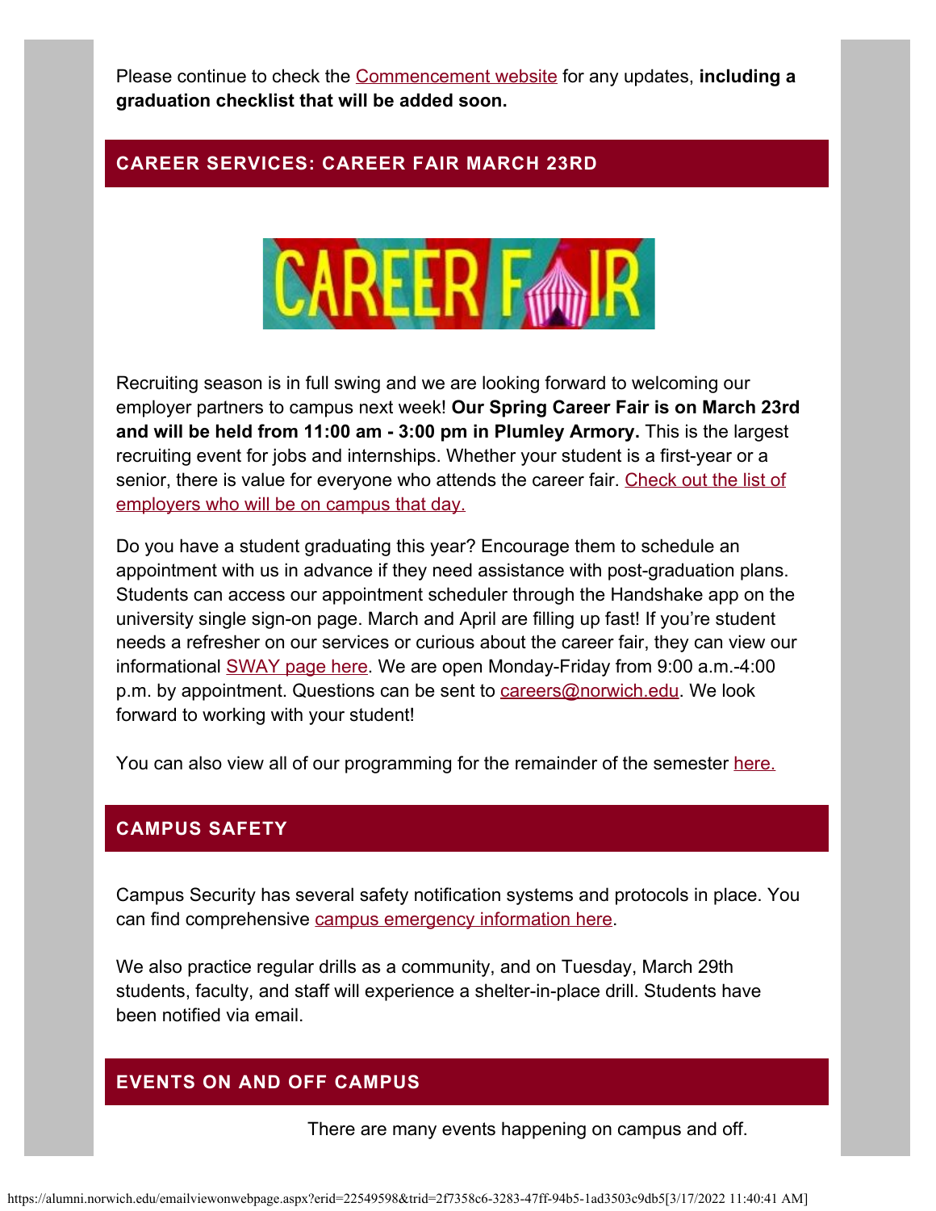Please continue to check the Commencement website for any updates, **including a graduation checklist that will be added soon.**

## CAREER SERVICES: CAREER FAIR MARCH 23RD

Recruiting season is in full swing and we are looking forward to welcoming our employer partners to campus next week! **Our Spring Career Fair is on March 23rd and will be held from 11:00 am - 3:00 pm in Plumley Armory.** This is the largest recruiting event for jobs and internships. Whether your student is a first-year or a senior, there is value for everyone who attends the career fair. Check out the list of employers who will be on campus that day.

Do you have a student graduating this year? Encourage them to schedule an appointment with us in advance if they need assistance with post-graduation plans. Students can access our appointment scheduler through the Handshake app on the university single sign-on page. March and April are filling up fast! If you're student needs a refresher on our services or curious about the career fair, they can view our informational SWAY page here. We are open Monday-Friday from 9:00 a.m.-4:00 p.m. by appointment. Questions can be sent to careers@norwich.edu. We look forward to working with your student!

You can also view all of our programming for the remainder of the semester here.

## CAMPUS SAFETY

Campus Security has several safety notification systems and protocols in place. You can find comprehensive campus emergency information here.

We also practice regular drills as a community, and on Tuesday, March 29th students, faculty, and staff will experience a shelter-in-place drill. Students have been notified via email.

## EVENTS ON AND OFF CAMPUS

There are many events happening on campus and off.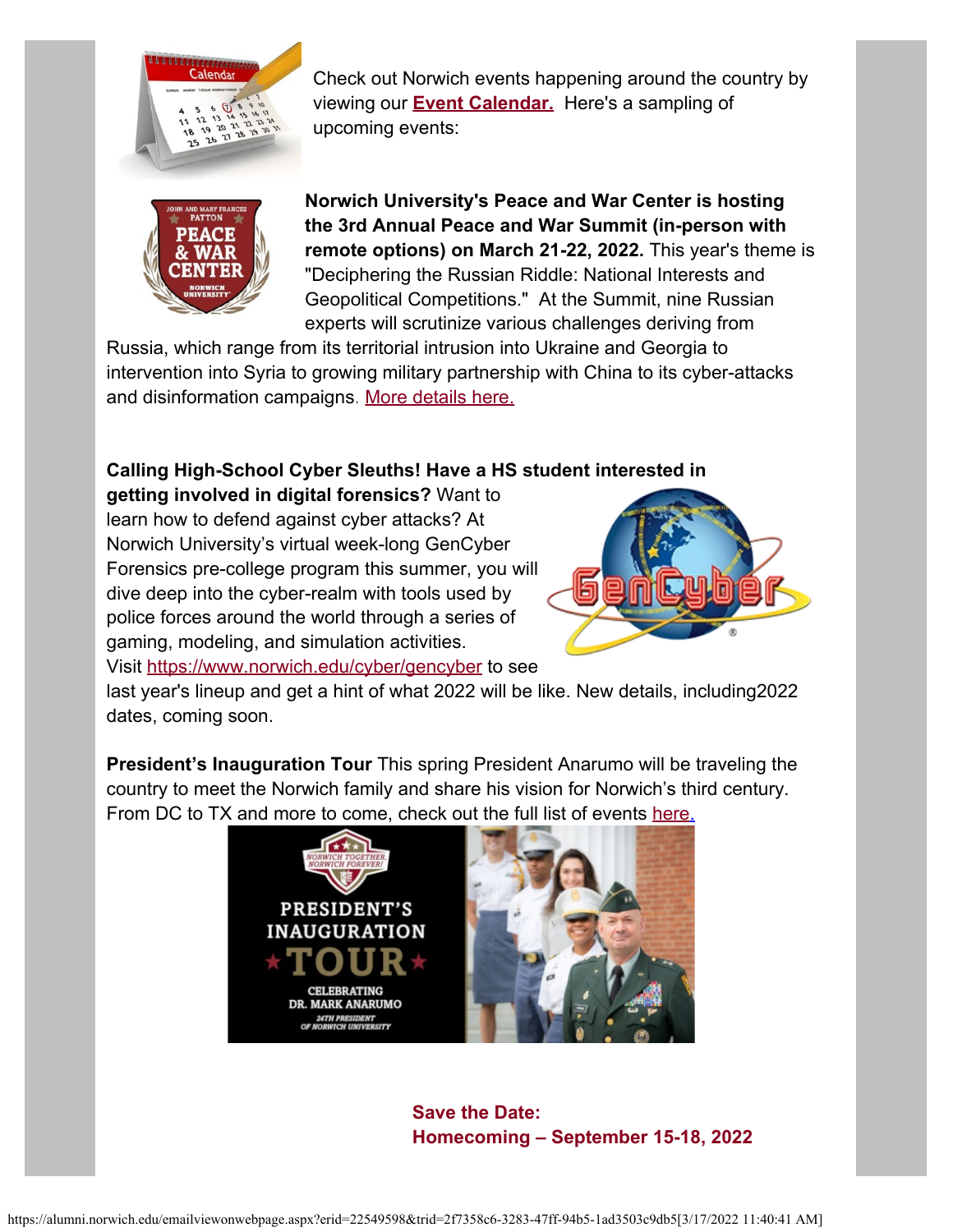Check out Norwich events happening around the country by viewing our **Event Calendar.** Here's a sampling of upcoming events:

**Norwich University's Peace and War Center is hosting the 3rd Annual Peace and War Summit (in-person with remote options) on March 21-22, 2022.** This year's theme is "Deciphering the Russian Riddle: National Interests and Geopolitical Competitions." At the Summit, nine Russian experts will scrutinize various challenges deriving from Russia, which range from its territorial intrusion into Ukraine and Georgia to intervention into Syria to growing military partnership with China to its cyber-attacks and disinformation campaigns. More details here.

**Calling High-School Cyber Sleuths! Have a HS student interested in getting involved in digital forensics?** Want to learn how to defend against cyber attacks? At Norwich University's virtual week-long GenCyber Forensics pre-college program this summer, you will dive deep into the cyber-realm with tools used by police forces around the world through a series of gaming, modeling, and simulation activities. Visit https://www.norwich.edu/cyber/gencyber to see last year's lineup and get a hint of what 2022 will be like. New details, including2022 dates, coming soon.

**President's Inauguration Tour** This spring President Anarumo will be traveling the country to meet the Norwich family and share his vision for Norwich's third century. From DC to TX and more to come, check out the full list of events here.

**Save the Date:**
**Homecoming – September 15-18, 2022**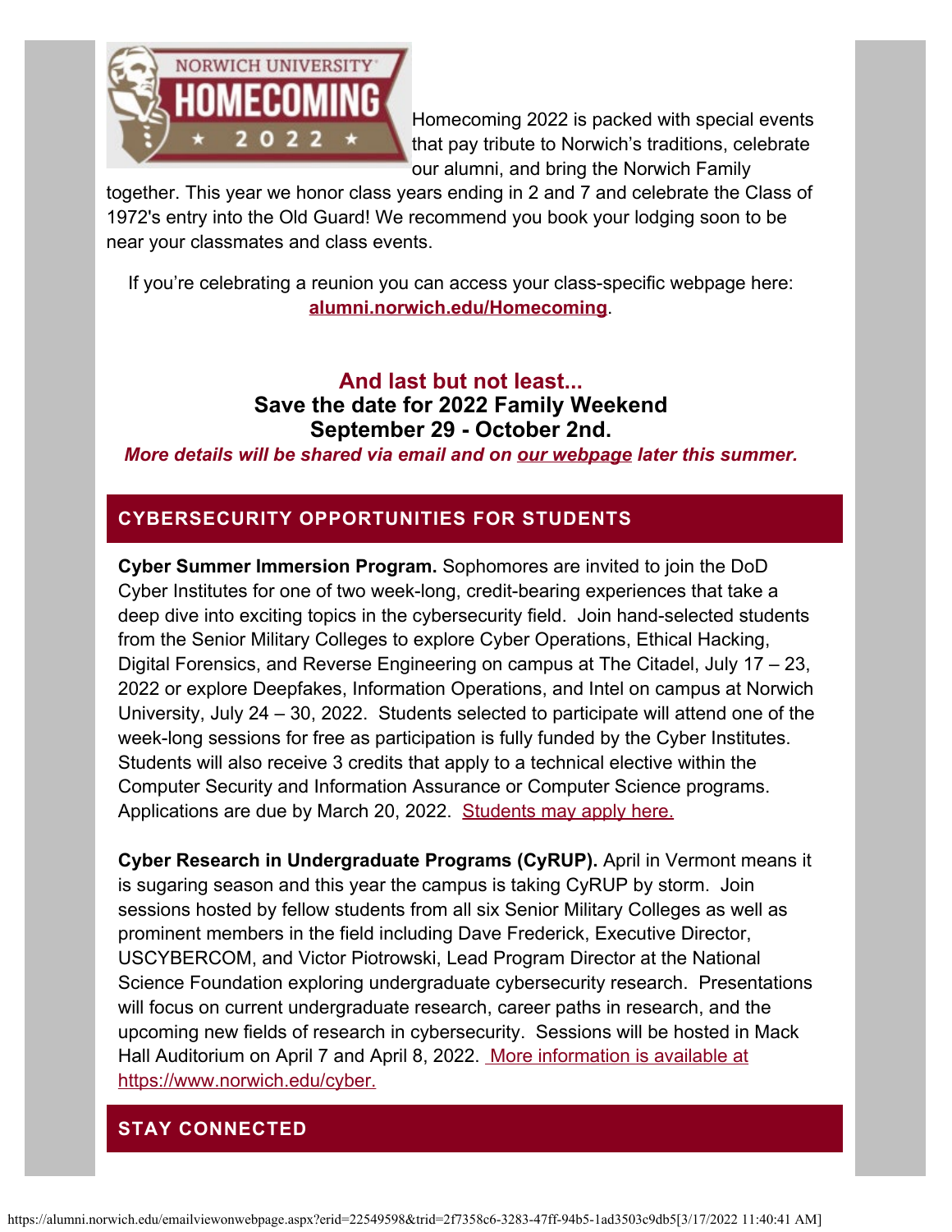Homecoming 2022 is packed with special events that pay tribute to Norwich's traditions, celebrate our alumni, and bring the Norwich Family together. This year we honor class years ending in 2 and 7 and celebrate the Class of 1972's entry into the Old Guard! We recommend you book your lodging soon to be near your classmates and class events.

If you're celebrating a reunion you can access your class-specific webpage here: **alumni.norwich.edu/Homecoming**.

### And last but not least...
### Save the date for 2022 Family Weekend
### September 29 - October 2nd.

***More details will be shared via email and on our webpage later this summer.***

## CYBERSECURITY OPPORTUNITIES FOR STUDENTS

**Cyber Summer Immersion Program.** Sophomores are invited to join the DoD Cyber Institutes for one of two week-long, credit-bearing experiences that take a deep dive into exciting topics in the cybersecurity field. Join hand-selected students from the Senior Military Colleges to explore Cyber Operations, Ethical Hacking, Digital Forensics, and Reverse Engineering on campus at The Citadel, July 17 – 23, 2022 or explore Deepfakes, Information Operations, and Intel on campus at Norwich University, July 24 – 30, 2022. Students selected to participate will attend one of the week-long sessions for free as participation is fully funded by the Cyber Institutes. Students will also receive 3 credits that apply to a technical elective within the Computer Security and Information Assurance or Computer Science programs. Applications are due by March 20, 2022. Students may apply here.

**Cyber Research in Undergraduate Programs (CyRUP).** April in Vermont means it is sugaring season and this year the campus is taking CyRUP by storm. Join sessions hosted by fellow students from all six Senior Military Colleges as well as prominent members in the field including Dave Frederick, Executive Director, USCYBERCOM, and Victor Piotrowski, Lead Program Director at the National Science Foundation exploring undergraduate cybersecurity research. Presentations will focus on current undergraduate research, career paths in research, and the upcoming new fields of research in cybersecurity. Sessions will be hosted in Mack Hall Auditorium on April 7 and April 8, 2022. More information is available at https://www.norwich.edu/cyber.

## STAY CONNECTED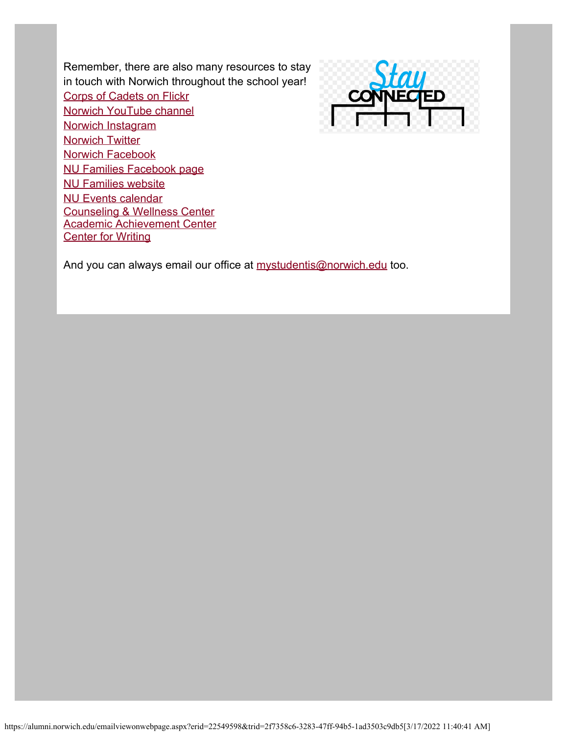Remember, there are also many resources to stay in touch with Norwich throughout the school year!

Corps of Cadets on Flickr
Norwich YouTube channel
Norwich Instagram
Norwich Twitter
Norwich Facebook
NU Families Facebook page
NU Families website
NU Events calendar
Counseling & Wellness Center
Academic Achievement Center
Center for Writing

And you can always email our office at mystudentis@norwich.edu too.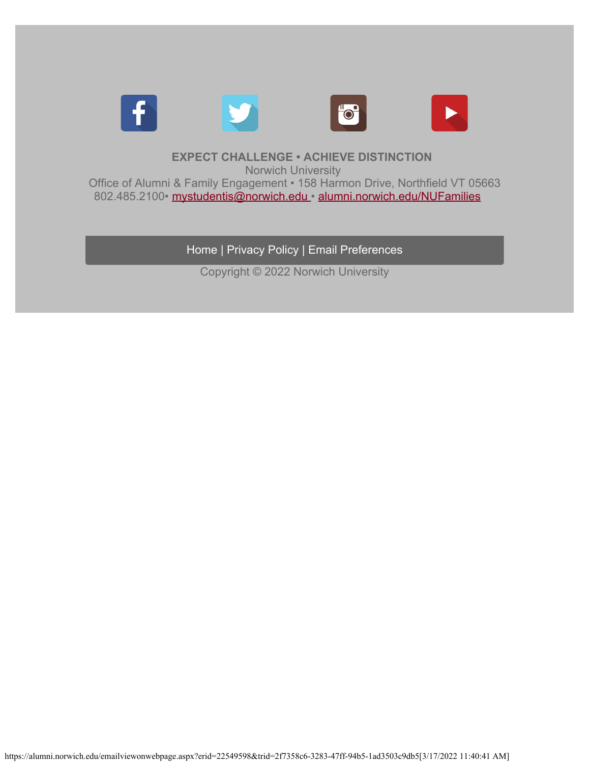**EXPECT CHALLENGE • ACHIEVE DISTINCTION**

Norwich University

Office of Alumni & Family Engagement • 158 Harmon Drive, Northfield VT 05663

802.485.2100• mystudentis@norwich.edu • alumni.norwich.edu/NUFamilies

Home | Privacy Policy | Email Preferences

Copyright © 2022 Norwich University